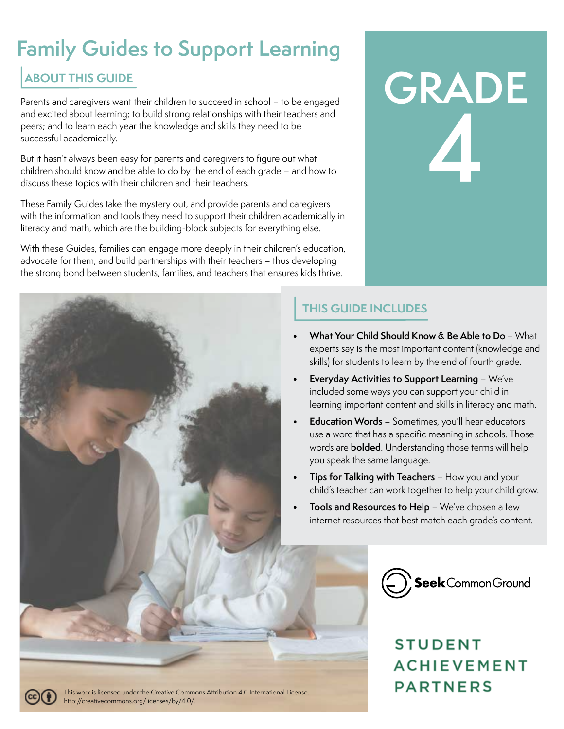# Family Guides to Support Learning

# GRADE 4

## ABOUT THIS GUIDE

Parents and caregivers want their children to succeed in school – to be engaged and excited about learning; to build strong relationships with their teachers and peers; and to learn each year the knowledge and skills they need to be successful academically.

But it hasn't always been easy for parents and caregivers to figure out what children should know and be able to do by the end of each grade – and how to discuss these topics with their children and their teachers.

These Family Guides take the mystery out, and provide parents and caregivers with the information and tools they need to support their children academically in literacy and math, which are the building-block subjects for everything else.

With these Guides, families can engage more deeply in their children's education, advocate for them, and build partnerships with their teachers – thus developing the strong bond between students, families, and teachers that ensures kids thrive.

## THIS GUIDE INCLUDES

- **What Your Child Should Know & Be Able to Do** – What experts say is the most important content (knowledge and skills) for students to learn by the end of fourth grade.
- **Everyday Activities to Support Learning** – We've included some ways you can support your child in learning important content and skills in literacy and math.
- **Education Words** – Sometimes, you'll hear educators use a word that has a specific meaning in schools. Those words are **bolded**. Understanding those terms will help you speak the same language.
- **Tips for Talking with Teachers** – How you and your child's teacher can work together to help your child grow.
- **Tools and Resources to Help** – We've chosen a few internet resources that best match each grade's content.

SeekCommonGround

STUDENT ACHIEVEMENT PARTNERS

This work is licensed under the Creative Commons Attribution 4.0 International License. http://creativecommons.org/licenses/by/4.0/.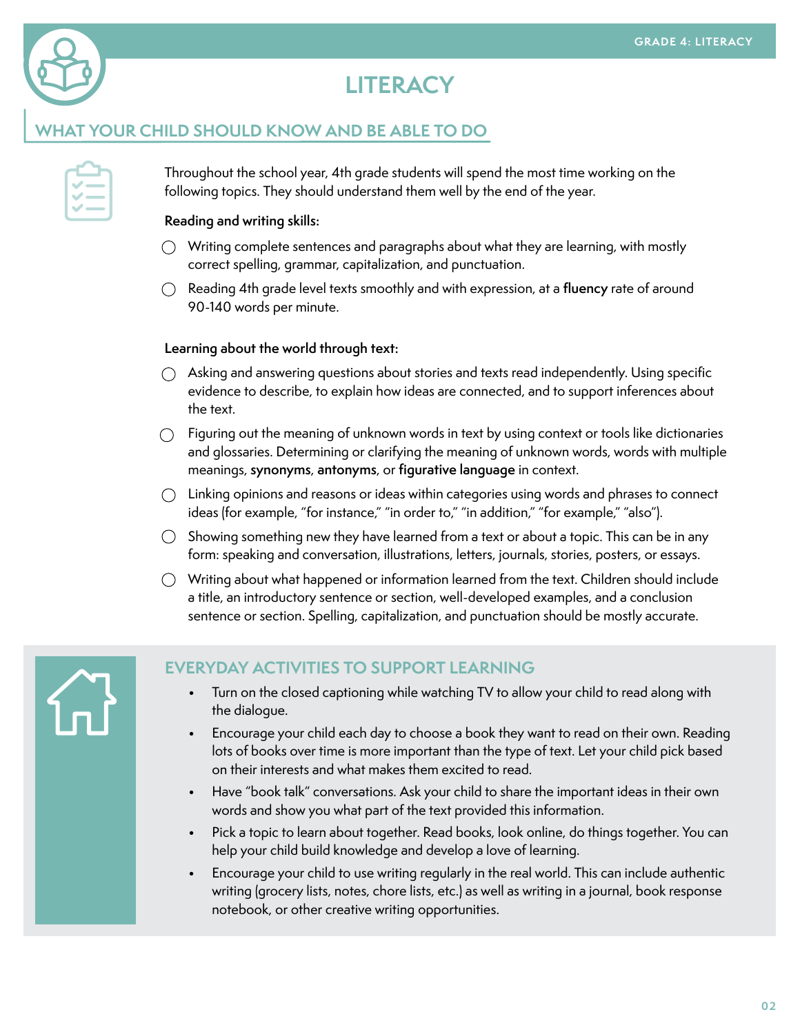# LITERACY

## WHAT YOUR CHILD SHOULD KNOW AND BE ABLE TO DO

Throughout the school year, 4th grade students will spend the most time working on the following topics. They should understand them well by the end of the year.

**Reading and writing skills:**

- Writing complete sentences and paragraphs about what they are learning, with mostly correct spelling, grammar, capitalization, and punctuation.
- Reading 4th grade level texts smoothly and with expression, at a **fluency** rate of around 90-140 words per minute.

**Learning about the world through text:**

- Asking and answering questions about stories and texts read independently. Using specific evidence to describe, to explain how ideas are connected, and to support inferences about the text.
- Figuring out the meaning of unknown words in text by using context or tools like dictionaries and glossaries. Determining or clarifying the meaning of unknown words, words with multiple meanings, **synonyms**, **antonyms**, or **figurative language** in context.
- Linking opinions and reasons or ideas within categories using words and phrases to connect ideas (for example, "for instance," "in order to," "in addition," "for example," "also").
- Showing something new they have learned from a text or about a topic. This can be in any form: speaking and conversation, illustrations, letters, journals, stories, posters, or essays.
- Writing about what happened or information learned from the text. Children should include a title, an introductory sentence or section, well-developed examples, and a conclusion sentence or section. Spelling, capitalization, and punctuation should be mostly accurate.

## EVERYDAY ACTIVITIES TO SUPPORT LEARNING

- Turn on the closed captioning while watching TV to allow your child to read along with the dialogue.
- Encourage your child each day to choose a book they want to read on their own. Reading lots of books over time is more important than the type of text. Let your child pick based on their interests and what makes them excited to read.
- Have "book talk" conversations. Ask your child to share the important ideas in their own words and show you what part of the text provided this information.
- Pick a topic to learn about together. Read books, look online, do things together. You can help your child build knowledge and develop a love of learning.
- Encourage your child to use writing regularly in the real world. This can include authentic writing (grocery lists, notes, chore lists, etc.) as well as writing in a journal, book response notebook, or other creative writing opportunities.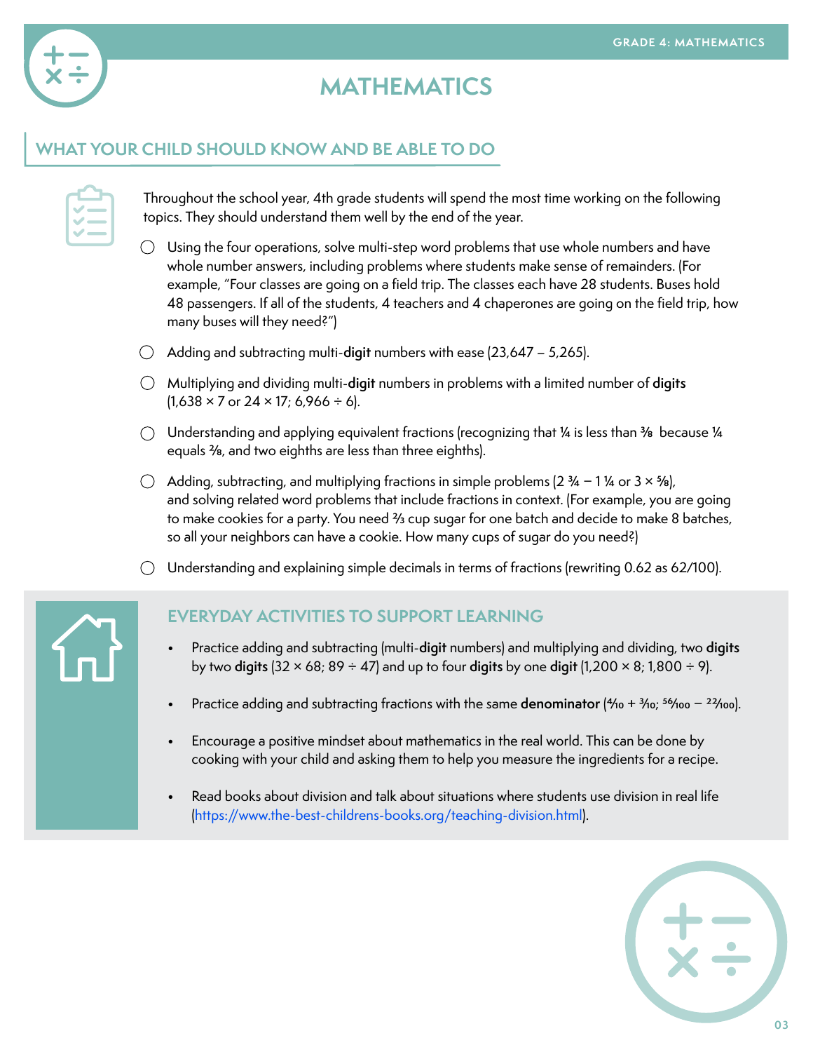# MATHEMATICS

## WHAT YOUR CHILD SHOULD KNOW AND BE ABLE TO DO

Throughout the school year, 4th grade students will spend the most time working on the following topics. They should understand them well by the end of the year.

- Using the four operations, solve multi-step word problems that use whole numbers and have whole number answers, including problems where students make sense of remainders. (For example, "Four classes are going on a field trip. The classes each have 28 students. Buses hold 48 passengers. If all of the students, 4 teachers and 4 chaperones are going on the field trip, how many buses will they need?")
- Adding and subtracting multi-**digit** numbers with ease ($23,647 - 5,265$).
- Multiplying and dividing multi-**digit** numbers in problems with a limited number of **digits** ($1,638 \times 7$ or $24 \times 17$; $6,966 \div 6$).
- Understanding and applying equivalent fractions (recognizing that $\frac{1}{4}$ is less than $\frac{3}{8}$ because $\frac{1}{4}$ equals $\frac{2}{8}$, and two eighths are less than three eighths).
- Adding, subtracting, and multiplying fractions in simple problems ($2\frac{3}{4} - 1\frac{1}{4}$ or $3 \times \frac{5}{8}$), and solving related word problems that include fractions in context. (For example, you are going to make cookies for a party. You need $\frac{2}{3}$ cup sugar for one batch and decide to make 8 batches, so all your neighbors can have a cookie. How many cups of sugar do you need?)
- Understanding and explaining simple decimals in terms of fractions (rewriting 0.62 as 62/100).

## EVERYDAY ACTIVITIES TO SUPPORT LEARNING

- Practice adding and subtracting (multi-**digit** numbers) and multiplying and dividing, two **digits** by two **digits** ($32 \times 68$; $89 \div 47$) and up to four **digits** by one **digit** ($1,200 \times 8$; $1,800 \div 9$).
- Practice adding and subtracting fractions with the same **denominator** ($\frac{4}{10} + \frac{3}{10}$; $\frac{56}{100} - \frac{22}{100}$).
- Encourage a positive mindset about mathematics in the real world. This can be done by cooking with your child and asking them to help you measure the ingredients for a recipe.
- Read books about division and talk about situations where students use division in real life (https://www.the-best-childrens-books.org/teaching-division.html).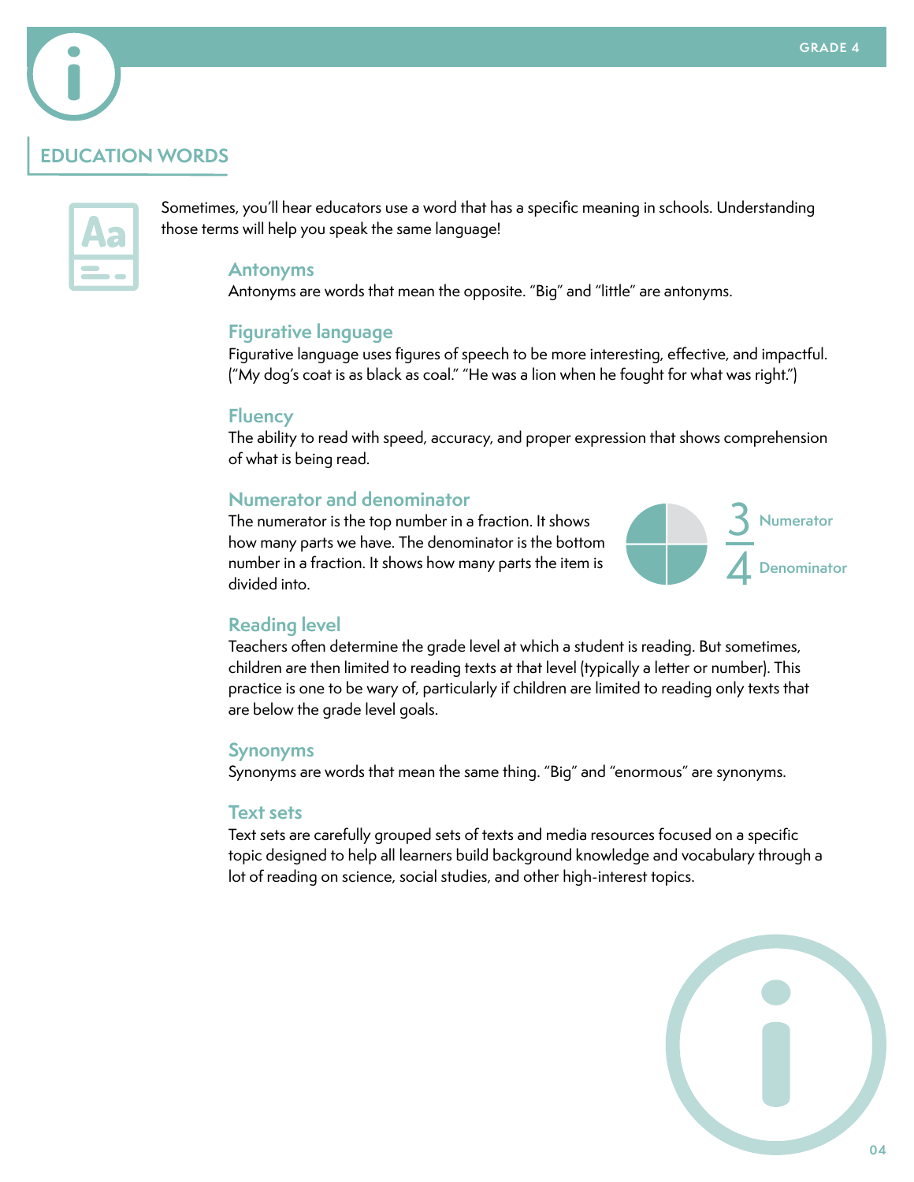## EDUCATION WORDS

Sometimes, you'll hear educators use a word that has a specific meaning in schools. Understanding those terms will help you speak the same language!

### Antonyms

Antonyms are words that mean the opposite. "Big" and "little" are antonyms.

### Figurative language

Figurative language uses figures of speech to be more interesting, effective, and impactful. ("My dog's coat is as black as coal." "He was a lion when he fought for what was right.")

### Fluency

The ability to read with speed, accuracy, and proper expression that shows comprehension of what is being read.

### Numerator and denominator

The numerator is the top number in a fraction. It shows how many parts we have. The denominator is the bottom number in a fraction. It shows how many parts the item is divided into.

$\frac{3}{4}$ — 3: Numerator; 4: Denominator

### Reading level

Teachers often determine the grade level at which a student is reading. But sometimes, children are then limited to reading texts at that level (typically a letter or number). This practice is one to be wary of, particularly if children are limited to reading only texts that are below the grade level goals.

### Synonyms

Synonyms are words that mean the same thing. "Big" and "enormous" are synonyms.

### Text sets

Text sets are carefully grouped sets of texts and media resources focused on a specific topic designed to help all learners build background knowledge and vocabulary through a lot of reading on science, social studies, and other high-interest topics.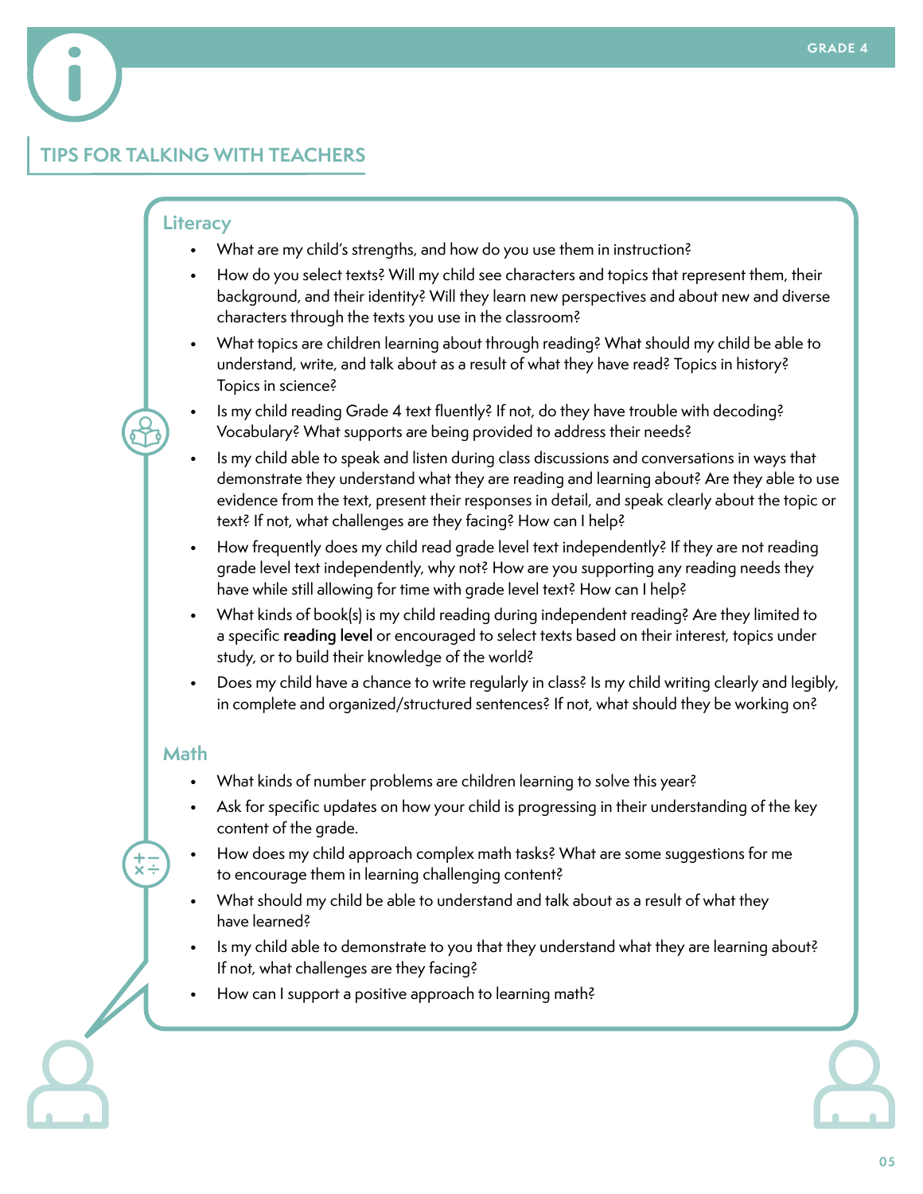## TIPS FOR TALKING WITH TEACHERS

### Literacy

- What are my child's strengths, and how do you use them in instruction?
- How do you select texts? Will my child see characters and topics that represent them, their background, and their identity? Will they learn new perspectives and about new and diverse characters through the texts you use in the classroom?
- What topics are children learning about through reading? What should my child be able to understand, write, and talk about as a result of what they have read? Topics in history? Topics in science?
- Is my child reading Grade 4 text fluently? If not, do they have trouble with decoding? Vocabulary? What supports are being provided to address their needs?
- Is my child able to speak and listen during class discussions and conversations in ways that demonstrate they understand what they are reading and learning about? Are they able to use evidence from the text, present their responses in detail, and speak clearly about the topic or text? If not, what challenges are they facing? How can I help?
- How frequently does my child read grade level text independently? If they are not reading grade level text independently, why not? How are you supporting any reading needs they have while still allowing for time with grade level text? How can I help?
- What kinds of book(s) is my child reading during independent reading? Are they limited to a specific **reading level** or encouraged to select texts based on their interest, topics under study, or to build their knowledge of the world?
- Does my child have a chance to write regularly in class? Is my child writing clearly and legibly, in complete and organized/structured sentences? If not, what should they be working on?

### Math

- What kinds of number problems are children learning to solve this year?
- Ask for specific updates on how your child is progressing in their understanding of the key content of the grade.
- How does my child approach complex math tasks? What are some suggestions for me to encourage them in learning challenging content?
- What should my child be able to understand and talk about as a result of what they have learned?
- Is my child able to demonstrate to you that they understand what they are learning about? If not, what challenges are they facing?
- How can I support a positive approach to learning math?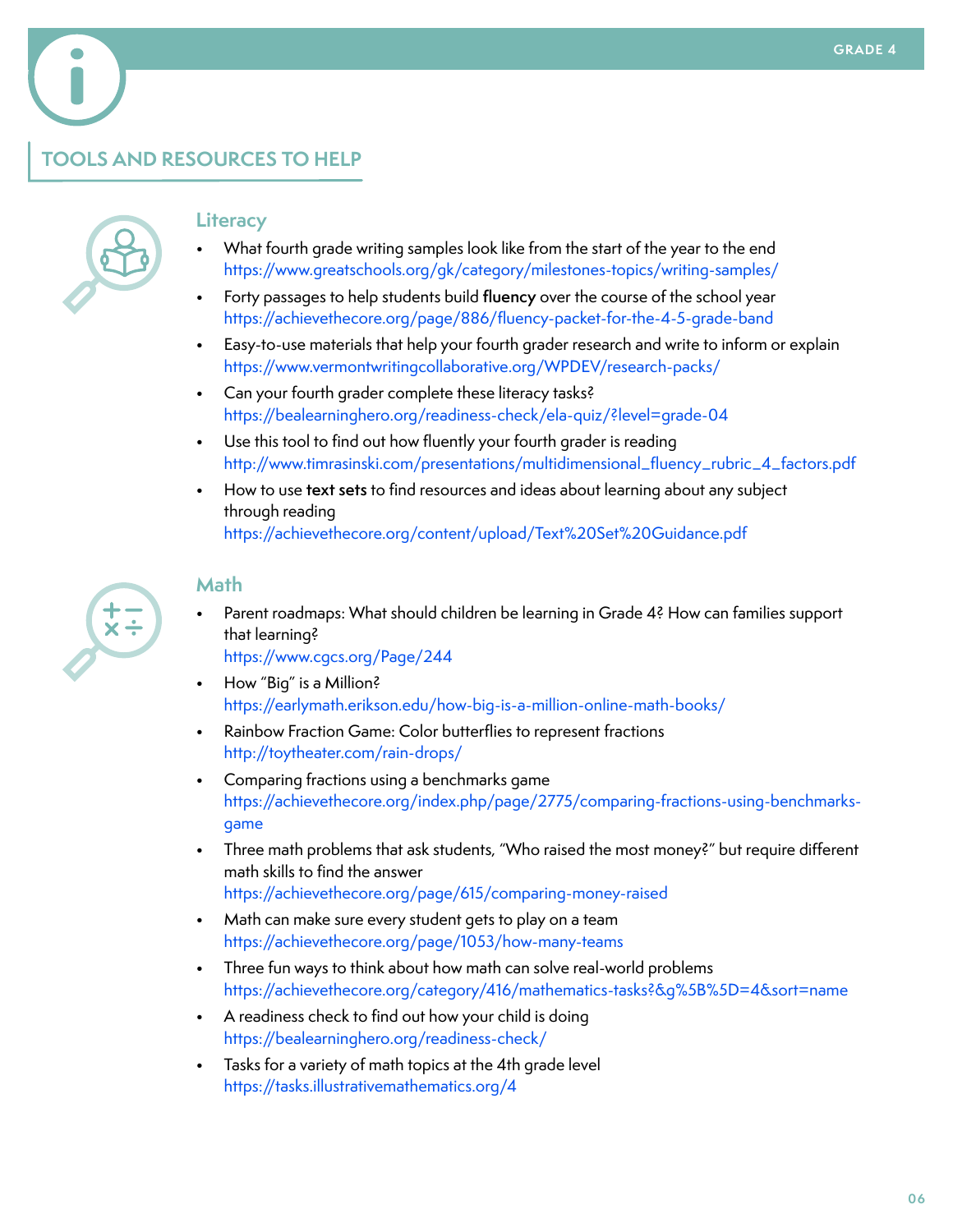## TOOLS AND RESOURCES TO HELP

### Literacy

- What fourth grade writing samples look like from the start of the year to the end
  https://www.greatschools.org/gk/category/milestones-topics/writing-samples/
- Forty passages to help students build **fluency** over the course of the school year
  https://achievethecore.org/page/886/fluency-packet-for-the-4-5-grade-band
- Easy-to-use materials that help your fourth grader research and write to inform or explain
  https://www.vermontwritingcollaborative.org/WPDEV/research-packs/
- Can your fourth grader complete these literacy tasks?
  https://bealearninghero.org/readiness-check/ela-quiz/?level=grade-04
- Use this tool to find out how fluently your fourth grader is reading
  http://www.timrasinski.com/presentations/multidimensional_fluency_rubric_4_factors.pdf
- How to use **text sets** to find resources and ideas about learning about any subject through reading
  https://achievethecore.org/content/upload/Text%20Set%20Guidance.pdf

### Math

- Parent roadmaps: What should children be learning in Grade 4? How can families support that learning?
  https://www.cgcs.org/Page/244
- How "Big" is a Million?
  https://earlymath.erikson.edu/how-big-is-a-million-online-math-books/
- Rainbow Fraction Game: Color butterflies to represent fractions
  http://toytheater.com/rain-drops/
- Comparing fractions using a benchmarks game
  https://achievethecore.org/index.php/page/2775/comparing-fractions-using-benchmarks-game
- Three math problems that ask students, "Who raised the most money?" but require different math skills to find the answer
  https://achievethecore.org/page/615/comparing-money-raised
- Math can make sure every student gets to play on a team
  https://achievethecore.org/page/1053/how-many-teams
- Three fun ways to think about how math can solve real-world problems
  https://achievethecore.org/category/416/mathematics-tasks?&g%5B%5D=4&sort=name
- A readiness check to find out how your child is doing
  https://bealearninghero.org/readiness-check/
- Tasks for a variety of math topics at the 4th grade level
  https://tasks.illustrativemathematics.org/4